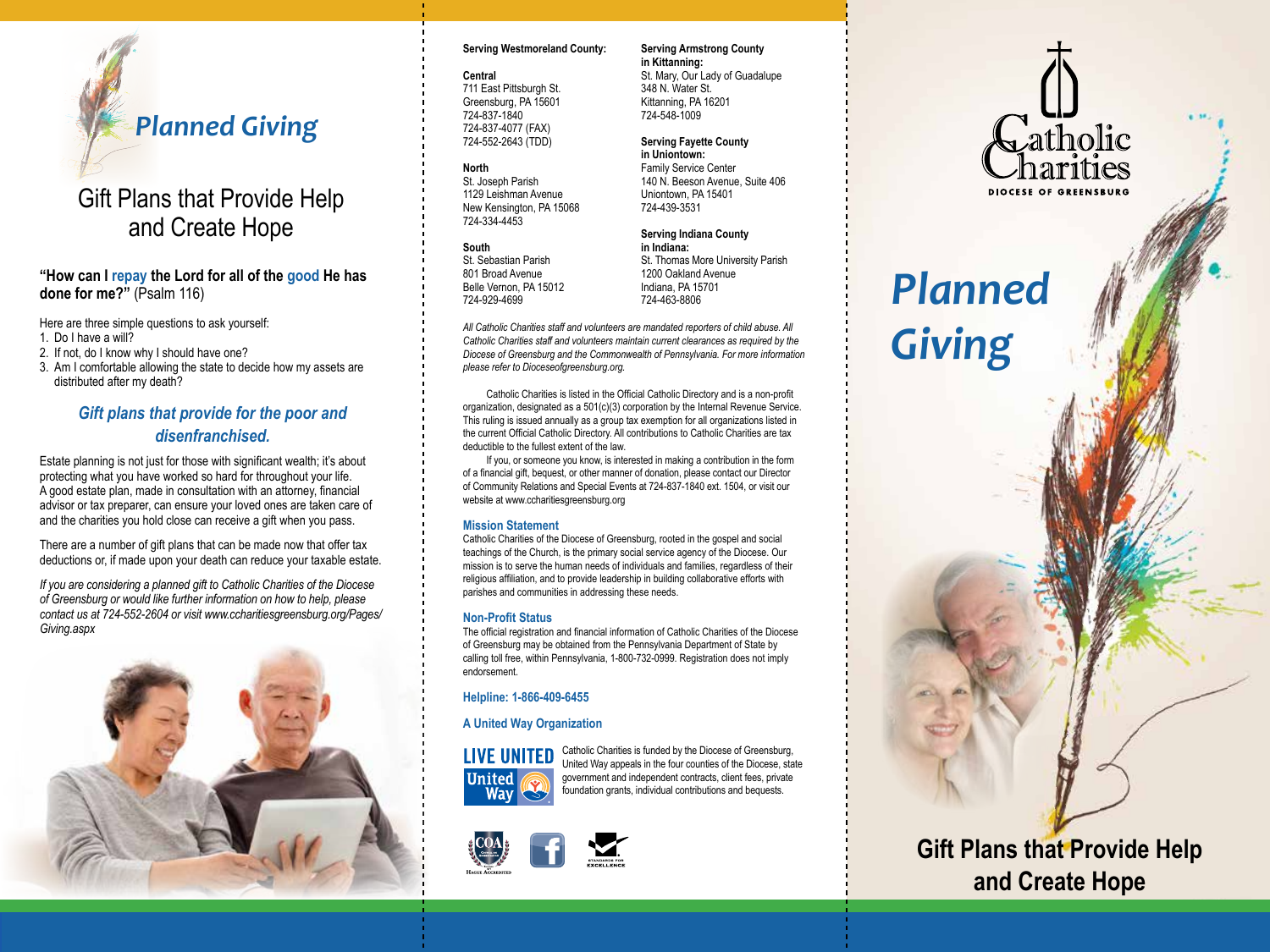# Planned Giving

## Gift Plans that Provide Help and Create Hope

**"How can I repay the Lord for all of the good He has done for me?"** (Psalm 116)

Here are three simple questions to ask yourself:

1. Do I have a will?
2. If not, do I know why I should have one?
3. Am I comfortable allowing the state to decide how my assets are distributed after my death?

### *Gift plans that provide for the poor and disenfranchised.*

Estate planning is not just for those with significant wealth; it's about protecting what you have worked so hard for throughout your life. A good estate plan, made in consultation with an attorney, financial advisor or tax preparer, can ensure your loved ones are taken care of and the charities you hold close can receive a gift when you pass.

There are a number of gift plans that can be made now that offer tax deductions or, if made upon your death can reduce your taxable estate.

*If you are considering a planned gift to Catholic Charities of the Diocese of Greensburg or would like further information on how to help, please contact us at 724-552-2604 or visit www.ccharitiesgreensburg.org/Pages/Giving.aspx*

**Serving Westmoreland County:**

**Central**
711 East Pittsburgh St.
Greensburg, PA 15601
724-837-1840
724-837-4077 (FAX)
724-552-2643 (TDD)

**North**
St. Joseph Parish
1129 Leishman Avenue
New Kensington, PA 15068
724-334-4453

**South**
St. Sebastian Parish
801 Broad Avenue
Belle Vernon, PA 15012
724-929-4699

**Serving Armstrong County in Kittanning:**
St. Mary, Our Lady of Guadalupe
348 N. Water St.
Kittanning, PA 16201
724-548-1009

**Serving Fayette County in Uniontown:**
Family Service Center
140 N. Beeson Avenue, Suite 406
Uniontown, PA 15401
724-439-3531

**Serving Indiana County in Indiana:**
St. Thomas More University Parish
1200 Oakland Avenue
Indiana, PA 15701
724-463-8806

*All Catholic Charities staff and volunteers are mandated reporters of child abuse. All Catholic Charities staff and volunteers maintain current clearances as required by the Diocese of Greensburg and the Commonwealth of Pennsylvania. For more information please refer to Dioceseofgreensburg.org.*

Catholic Charities is listed in the Official Catholic Directory and is a non-profit organization, designated as a 501(c)(3) corporation by the Internal Revenue Service. This ruling is issued annually as a group tax exemption for all organizations listed in the current Official Catholic Directory. All contributions to Catholic Charities are tax deductible to the fullest extent of the law.

If you, or someone you know, is interested in making a contribution in the form of a financial gift, bequest, or other manner of donation, please contact our Director of Community Relations and Special Events at 724-837-1840 ext. 1504, or visit our website at www.ccharitiesgreensburg.org

### Mission Statement

Catholic Charities of the Diocese of Greensburg, rooted in the gospel and social teachings of the Church, is the primary social service agency of the Diocese. Our mission is to serve the human needs of individuals and families, regardless of their religious affiliation, and to provide leadership in building collaborative efforts with parishes and communities in addressing these needs.

### Non-Profit Status

The official registration and financial information of Catholic Charities of the Diocese of Greensburg may be obtained from the Pennsylvania Department of State by calling toll free, within Pennsylvania, 1-800-732-0999. Registration does not imply endorsement.

**Helpline: 1-866-409-6455**

**A United Way Organization**

LIVE UNITED
United Way

Catholic Charities is funded by the Diocese of Greensburg, United Way appeals in the four counties of the Diocese, state government and independent contracts, client fees, private foundation grants, individual contributions and bequests.

Catholic Charities
DIOCESE OF GREENSBURG

# Planned Giving

## Gift Plans that Provide Help and Create Hope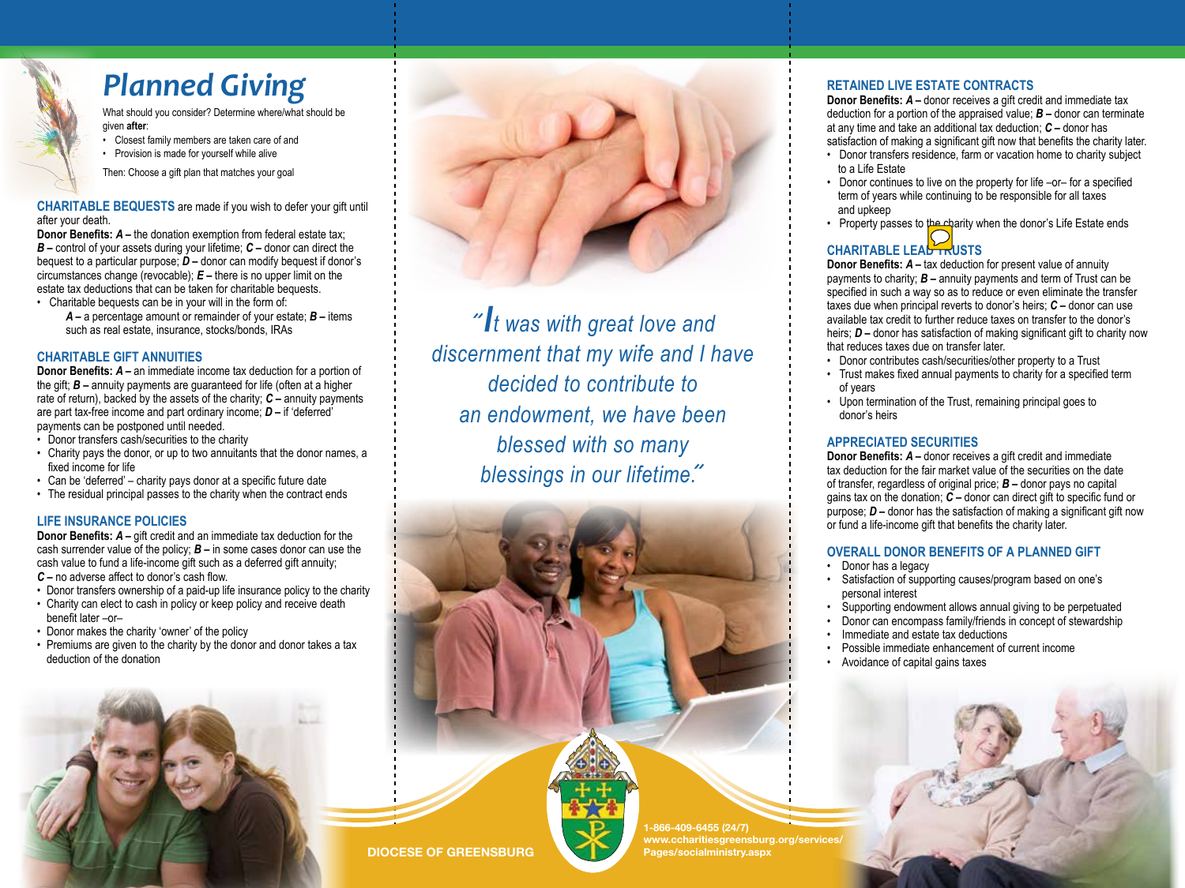# Planned Giving

What should you consider? Determine where/what should be given **after**:

- Closest family members are taken care of and
- Provision is made for yourself while alive

Then: Choose a gift plan that matches your goal

**CHARITABLE BEQUESTS** are made if you wish to defer your gift until after your death.

**Donor Benefits:** ***A –*** the donation exemption from federal estate tax; ***B –*** control of your assets during your lifetime; ***C –*** donor can direct the bequest to a particular purpose; ***D –*** donor can modify bequest if donor's circumstances change (revocable); ***E –*** there is no upper limit on the estate tax deductions that can be taken for charitable bequests.

- Charitable bequests can be in your will in the form of:
  ***A –*** a percentage amount or remainder of your estate; ***B –*** items such as real estate, insurance, stocks/bonds, IRAs

## CHARITABLE GIFT ANNUITIES

**Donor Benefits:** ***A –*** an immediate income tax deduction for a portion of the gift; ***B –*** annuity payments are guaranteed for life (often at a higher rate of return), backed by the assets of the charity; ***C –*** annuity payments are part tax-free income and part ordinary income; ***D –*** if 'deferred' payments can be postponed until needed.

- Donor transfers cash/securities to the charity
- Charity pays the donor, or up to two annuitants that the donor names, a fixed income for life
- Can be 'deferred' – charity pays donor at a specific future date
- The residual principal passes to the charity when the contract ends

## LIFE INSURANCE POLICIES

**Donor Benefits:** ***A –*** gift credit and an immediate tax deduction for the cash surrender value of the policy; ***B –*** in some cases donor can use the cash value to fund a life-income gift such as a deferred gift annuity; ***C –*** no adverse affect to donor's cash flow.

- Donor transfers ownership of a paid-up life insurance policy to the charity
- Charity can elect to cash in policy or keep policy and receive death benefit later –or–
- Donor makes the charity 'owner' of the policy
- Premiums are given to the charity by the donor and donor takes a tax deduction of the donation

*"It was with great love and discernment that my wife and I have decided to contribute to an endowment, we have been blessed with so many blessings in our lifetime."*

**DIOCESE OF GREENSBURG**

**1-866-409-6455 (24/7)**
**www.ccharitiesgreensburg.org/services/Pages/socialministry.aspx**

## RETAINED LIVE ESTATE CONTRACTS

**Donor Benefits:** ***A –*** donor receives a gift credit and immediate tax deduction for a portion of the appraised value; ***B –*** donor can terminate at any time and take an additional tax deduction; ***C –*** donor has satisfaction of making a significant gift now that benefits the charity later.

- Donor transfers residence, farm or vacation home to charity subject to a Life Estate
- Donor continues to live on the property for life –or– for a specified term of years while continuing to be responsible for all taxes and upkeep
- Property passes to the charity when the donor's Life Estate ends

## CHARITABLE LEAD TRUSTS

**Donor Benefits:** ***A –*** tax deduction for present value of annuity payments to charity; ***B –*** annuity payments and term of Trust can be specified in such a way so as to reduce or even eliminate the transfer taxes due when principal reverts to donor's heirs; ***C –*** donor can use available tax credit to further reduce taxes on transfer to the donor's heirs; ***D –*** donor has satisfaction of making significant gift to charity now that reduces taxes due on transfer later.

- Donor contributes cash/securities/other property to a Trust
- Trust makes fixed annual payments to charity for a specified term of years
- Upon termination of the Trust, remaining principal goes to donor's heirs

## APPRECIATED SECURITIES

**Donor Benefits:** ***A –*** donor receives a gift credit and immediate tax deduction for the fair market value of the securities on the date of transfer, regardless of original price; ***B –*** donor pays no capital gains tax on the donation; ***C –*** donor can direct gift to specific fund or purpose; ***D –*** donor has the satisfaction of making a significant gift now or fund a life-income gift that benefits the charity later.

## OVERALL DONOR BENEFITS OF A PLANNED GIFT

- Donor has a legacy
- Satisfaction of supporting causes/program based on one's personal interest
- Supporting endowment allows annual giving to be perpetuated
- Donor can encompass family/friends in concept of stewardship
- Immediate and estate tax deductions
- Possible immediate enhancement of current income
- Avoidance of capital gains taxes